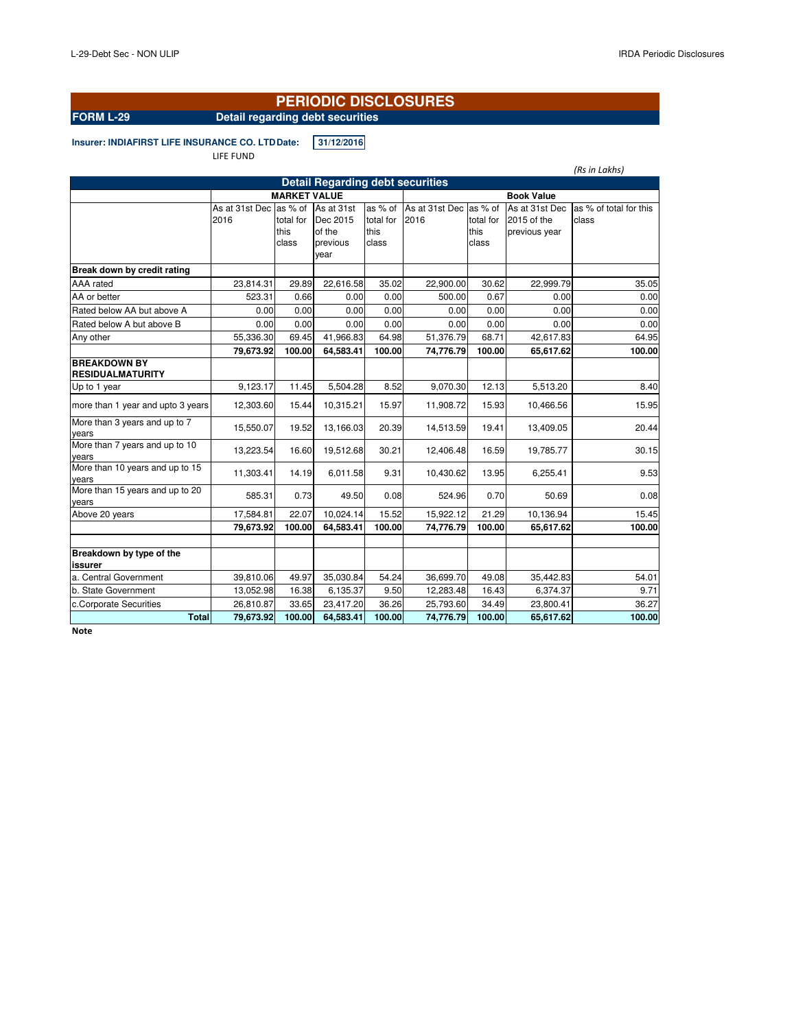# PERIODIC DISCLOSURES

**FORM L-29** **Detail regarding debt securities**

**Insurer: INDIAFIRST LIFE INSURANCE CO. LTD** **Date:** 31/12/2016

LIFE FUND

*(Rs in Lakhs)*

| Detail Regarding debt securities | | | | | | | | |
|---|---|---|---|---|---|---|---|---|
| | MARKET VALUE | | | | Book Value | | | |
| | As at 31st Dec 2016 | as % of total for this class | As at 31st Dec 2015 of the previous year | as % of total for this class | As at 31st Dec 2016 | as % of total for this class | As at 31st Dec 2015 of the previous year | as % of total for this class |
| **Break down by credit rating** | | | | | | | | |
| AAA rated | 23,814.31 | 29.89 | 22,616.58 | 35.02 | 22,900.00 | 30.62 | 22,999.79 | 35.05 |
| AA or better | 523.31 | 0.66 | 0.00 | 0.00 | 500.00 | 0.67 | 0.00 | 0.00 |
| Rated below AA but above A | 0.00 | 0.00 | 0.00 | 0.00 | 0.00 | 0.00 | 0.00 | 0.00 |
| Rated below A but above B | 0.00 | 0.00 | 0.00 | 0.00 | 0.00 | 0.00 | 0.00 | 0.00 |
| Any other | 55,336.30 | 69.45 | 41,966.83 | 64.98 | 51,376.79 | 68.71 | 42,617.83 | 64.95 |
| | **79,673.92** | **100.00** | **64,583.41** | **100.00** | **74,776.79** | **100.00** | **65,617.62** | **100.00** |
| **BREAKDOWN BY RESIDUALMATURITY** | | | | | | | | |
| Up to 1 year | 9,123.17 | 11.45 | 5,504.28 | 8.52 | 9,070.30 | 12.13 | 5,513.20 | 8.40 |
| more than 1 year and upto 3 years | 12,303.60 | 15.44 | 10,315.21 | 15.97 | 11,908.72 | 15.93 | 10,466.56 | 15.95 |
| More than 3 years and up to 7 years | 15,550.07 | 19.52 | 13,166.03 | 20.39 | 14,513.59 | 19.41 | 13,409.05 | 20.44 |
| More than 7 years and up to 10 years | 13,223.54 | 16.60 | 19,512.68 | 30.21 | 12,406.48 | 16.59 | 19,785.77 | 30.15 |
| More than 10 years and up to 15 years | 11,303.41 | 14.19 | 6,011.58 | 9.31 | 10,430.62 | 13.95 | 6,255.41 | 9.53 |
| More than 15 years and up to 20 years | 585.31 | 0.73 | 49.50 | 0.08 | 524.96 | 0.70 | 50.69 | 0.08 |
| Above 20 years | 17,584.81 | 22.07 | 10,024.14 | 15.52 | 15,922.12 | 21.29 | 10,136.94 | 15.45 |
| | **79,673.92** | **100.00** | **64,583.41** | **100.00** | **74,776.79** | **100.00** | **65,617.62** | **100.00** |
| | | | | | | | | |
| **Breakdown by type of the issurer** | | | | | | | | |
| a. Central Government | 39,810.06 | 49.97 | 35,030.84 | 54.24 | 36,699.70 | 49.08 | 35,442.83 | 54.01 |
| b. State Government | 13,052.98 | 16.38 | 6,135.37 | 9.50 | 12,283.48 | 16.43 | 6,374.37 | 9.71 |
| c.Corporate Securities | 26,810.87 | 33.65 | 23,417.20 | 36.26 | 25,793.60 | 34.49 | 23,800.41 | 36.27 |
| **Total** | **79,673.92** | **100.00** | **64,583.41** | **100.00** | **74,776.79** | **100.00** | **65,617.62** | **100.00** |

**Note**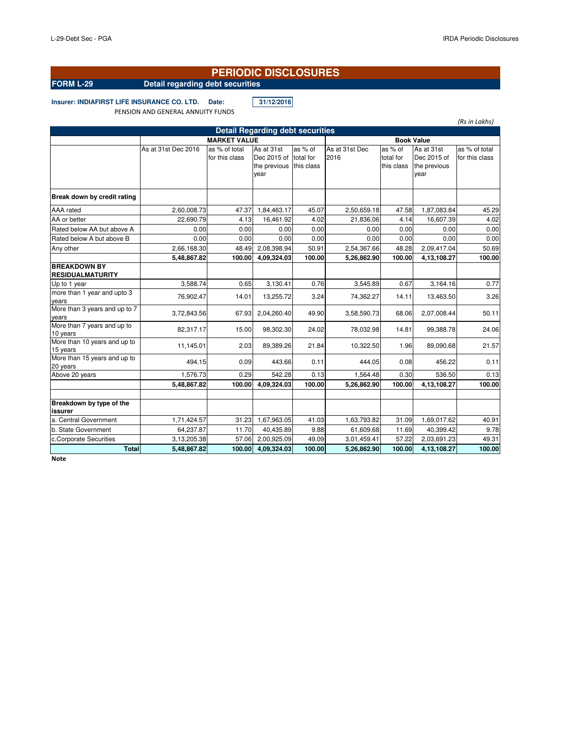# PERIODIC DISCLOSURES

**FORM L-29** **Detail regarding debt securities**

**Insurer: INDIAFIRST LIFE INSURANCE CO. LTD.** **Date:** **31/12/2016**

PENSION AND GENERAL ANNUITY FUNDS

*(Rs in Lakhs)*

| Detail Regarding debt securities | | | | | | | | |
|---|---|---|---|---|---|---|---|---|
| | MARKET VALUE | | | | Book Value | | | |
| | As at 31st Dec 2016 | as % of total for this class | As at 31st Dec 2015 of the previous year | as % of total for this class | As at 31st Dec 2016 | as % of total for this class | As at 31st Dec 2015 of the previous year | as % of total for this class |
| **Break down by credit rating** | | | | | | | | |
| AAA rated | 2,60,008.73 | 47.37 | 1,84,463.17 | 45.07 | 2,50,659.18 | 47.58 | 1,87,083.84 | 45.29 |
| AA or better | 22,690.79 | 4.13 | 16,461.92 | 4.02 | 21,836.06 | 4.14 | 16,607.39 | 4.02 |
| Rated below AA but above A | 0.00 | 0.00 | 0.00 | 0.00 | 0.00 | 0.00 | 0.00 | 0.00 |
| Rated below A but above B | 0.00 | 0.00 | 0.00 | 0.00 | 0.00 | 0.00 | 0.00 | 0.00 |
| Any other | 2,66,168.30 | 48.49 | 2,08,398.94 | 50.91 | 2,54,367.66 | 48.28 | 2,09,417.04 | 50.69 |
| | **5,48,867.82** | **100.00** | **4,09,324.03** | **100.00** | **5,26,862.90** | **100.00** | **4,13,108.27** | **100.00** |
| **BREAKDOWN BY RESIDUALMATURITY** | | | | | | | | |
| Up to 1 year | 3,588.74 | 0.65 | 3,130.41 | 0.76 | 3,545.89 | 0.67 | 3,164.16 | 0.77 |
| more than 1 year and upto 3 years | 76,902.47 | 14.01 | 13,255.72 | 3.24 | 74,362.27 | 14.11 | 13,463.50 | 3.26 |
| More than 3 years and up to 7 years | 3,72,843.56 | 67.93 | 2,04,260.40 | 49.90 | 3,58,590.73 | 68.06 | 2,07,008.44 | 50.11 |
| More than 7 years and up to 10 years | 82,317.17 | 15.00 | 98,302.30 | 24.02 | 78,032.98 | 14.81 | 99,388.78 | 24.06 |
| More than 10 years and up to 15 years | 11,145.01 | 2.03 | 89,389.26 | 21.84 | 10,322.50 | 1.96 | 89,090.68 | 21.57 |
| More than 15 years and up to 20 years | 494.15 | 0.09 | 443.66 | 0.11 | 444.05 | 0.08 | 456.22 | 0.11 |
| Above 20 years | 1,576.73 | 0.29 | 542.28 | 0.13 | 1,564.48 | 0.30 | 536.50 | 0.13 |
| | **5,48,867.82** | **100.00** | **4,09,324.03** | **100.00** | **5,26,862.90** | **100.00** | **4,13,108.27** | **100.00** |
| | | | | | | | | |
| **Breakdown by type of the issurer** | | | | | | | | |
| a. Central Government | 1,71,424.57 | 31.23 | 1,67,963.05 | 41.03 | 1,63,793.82 | 31.09 | 1,69,017.62 | 40.91 |
| b. State Government | 64,237.87 | 11.70 | 40,435.89 | 9.88 | 61,609.68 | 11.69 | 40,399.42 | 9.78 |
| c.Corporate Securities | 3,13,205.38 | 57.06 | 2,00,925.09 | 49.09 | 3,01,459.41 | 57.22 | 2,03,691.23 | 49.31 |
| **Total** | **5,48,867.82** | **100.00** | **4,09,324.03** | **100.00** | **5,26,862.90** | **100.00** | **4,13,108.27** | **100.00** |

**Note**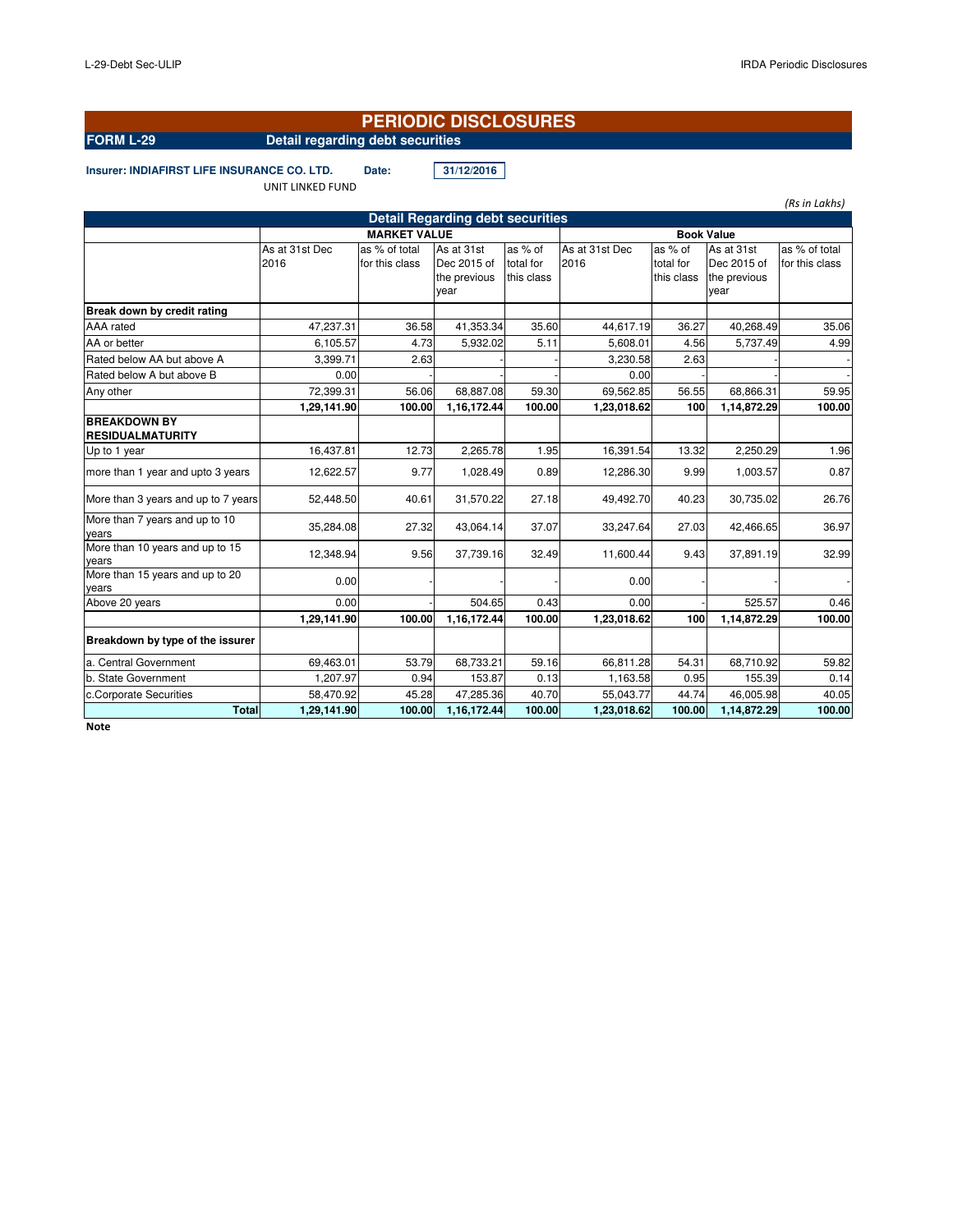# PERIODIC DISCLOSURES

**FORM L-29** **Detail regarding debt securities**

**Insurer: INDIAFIRST LIFE INSURANCE CO. LTD.** **Date:** **31/12/2016**

UNIT LINKED FUND

*(Rs in Lakhs)*

| Detail Regarding debt securities | MARKET VALUE | | | | Book Value | | | |
|---|---|---|---|---|---|---|---|---|
| | As at 31st Dec 2016 | as % of total for this class | As at 31st Dec 2015 of the previous year | as % of total for this class | As at 31st Dec 2016 | as % of total for this class | As at 31st Dec 2015 of the previous year | as % of total for this class |
| **Break down by credit rating** | | | | | | | | |
| AAA rated | 47,237.31 | 36.58 | 41,353.34 | 35.60 | 44,617.19 | 36.27 | 40,268.49 | 35.06 |
| AA or better | 6,105.57 | 4.73 | 5,932.02 | 5.11 | 5,608.01 | 4.56 | 5,737.49 | 4.99 |
| Rated below AA but above A | 3,399.71 | 2.63 | - | - | 3,230.58 | 2.63 | - | - |
| Rated below A but above B | 0.00 | | - | - | 0.00 | - | - | - |
| Any other | 72,399.31 | 56.06 | 68,887.08 | 59.30 | 69,562.85 | 56.55 | 68,866.31 | 59.95 |
| | **1,29,141.90** | **100.00** | **1,16,172.44** | **100.00** | **1,23,018.62** | **100** | **1,14,872.29** | **100.00** |
| **BREAKDOWN BY RESIDUALMATURITY** | | | | | | | | |
| Up to 1 year | 16,437.81 | 12.73 | 2,265.78 | 1.95 | 16,391.54 | 13.32 | 2,250.29 | 1.96 |
| more than 1 year and upto 3 years | 12,622.57 | 9.77 | 1,028.49 | 0.89 | 12,286.30 | 9.99 | 1,003.57 | 0.87 |
| More than 3 years and up to 7 years | 52,448.50 | 40.61 | 31,570.22 | 27.18 | 49,492.70 | 40.23 | 30,735.02 | 26.76 |
| More than 7 years and up to 10 years | 35,284.08 | 27.32 | 43,064.14 | 37.07 | 33,247.64 | 27.03 | 42,466.65 | 36.97 |
| More than 10 years and up to 15 years | 12,348.94 | 9.56 | 37,739.16 | 32.49 | 11,600.44 | 9.43 | 37,891.19 | 32.99 |
| More than 15 years and up to 20 years | 0.00 | - | - | - | 0.00 | - | - | - |
| Above 20 years | 0.00 | - | 504.65 | 0.43 | 0.00 | - | 525.57 | 0.46 |
| | **1,29,141.90** | **100.00** | **1,16,172.44** | **100.00** | **1,23,018.62** | **100** | **1,14,872.29** | **100.00** |
| **Breakdown by type of the issurer** | | | | | | | | |
| a. Central Government | 69,463.01 | 53.79 | 68,733.21 | 59.16 | 66,811.28 | 54.31 | 68,710.92 | 59.82 |
| b. State Government | 1,207.97 | 0.94 | 153.87 | 0.13 | 1,163.58 | 0.95 | 155.39 | 0.14 |
| c.Corporate Securities | 58,470.92 | 45.28 | 47,285.36 | 40.70 | 55,043.77 | 44.74 | 46,005.98 | 40.05 |
| **Total** | **1,29,141.90** | **100.00** | **1,16,172.44** | **100.00** | **1,23,018.62** | **100.00** | **1,14,872.29** | **100.00** |

**Note**